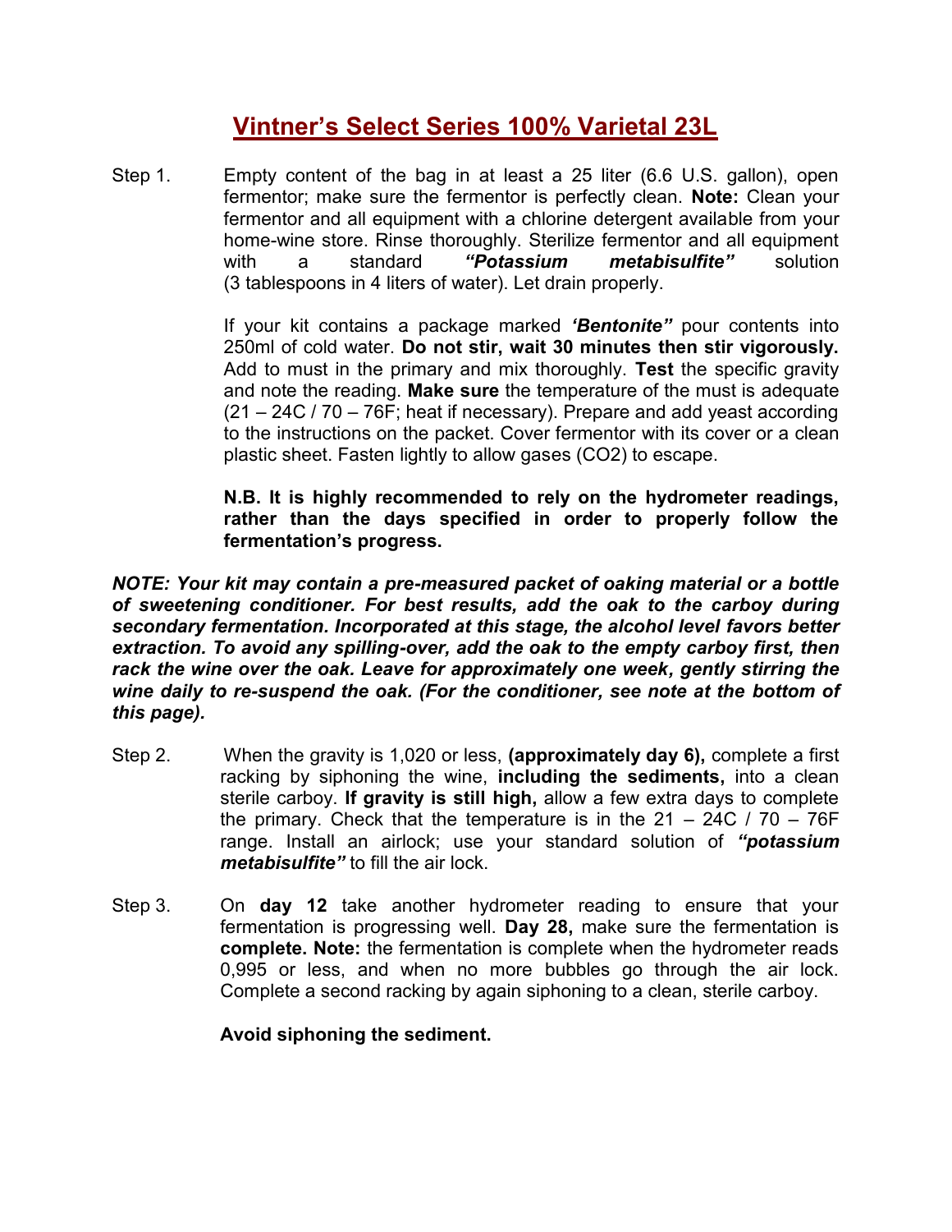# Vintner's Select Series 100% Varietal 23L

Step 1. Empty content of the bag in at least a 25 liter (6.6 U.S. gallon), open fermentor; make sure the fermentor is perfectly clean. **Note:** Clean your fermentor and all equipment with a chlorine detergent available from your home-wine store. Rinse thoroughly. Sterilize fermentor and all equipment with a standard ***"Potassium metabisulfite"*** solution (3 tablespoons in 4 liters of water). Let drain properly.

If your kit contains a package marked ***'Bentonite"*** pour contents into 250ml of cold water. **Do not stir, wait 30 minutes then stir vigorously.** Add to must in the primary and mix thoroughly. **Test** the specific gravity and note the reading. **Make sure** the temperature of the must is adequate (21 – 24C / 70 – 76F; heat if necessary). Prepare and add yeast according to the instructions on the packet. Cover fermentor with its cover or a clean plastic sheet. Fasten lightly to allow gases ($CO_2$) to escape.

**N.B. It is highly recommended to rely on the hydrometer readings, rather than the days specified in order to properly follow the fermentation's progress.**

***NOTE: Your kit may contain a pre-measured packet of oaking material or a bottle of sweetening conditioner. For best results, add the oak to the carboy during secondary fermentation. Incorporated at this stage, the alcohol level favors better extraction. To avoid any spilling-over, add the oak to the empty carboy first, then rack the wine over the oak. Leave for approximately one week, gently stirring the wine daily to re-suspend the oak. (For the conditioner, see note at the bottom of this page).***

Step 2. When the gravity is 1,020 or less, **(approximately day 6),** complete a first racking by siphoning the wine, **including the sediments,** into a clean sterile carboy. **If gravity is still high,** allow a few extra days to complete the primary. Check that the temperature is in the 21 – 24C / 70 – 76F range. Install an airlock; use your standard solution of ***"potassium metabisulfite"*** to fill the air lock.

Step 3. On **day 12** take another hydrometer reading to ensure that your fermentation is progressing well. **Day 28,** make sure the fermentation is **complete. Note:** the fermentation is complete when the hydrometer reads 0,995 or less, and when no more bubbles go through the air lock. Complete a second racking by again siphoning to a clean, sterile carboy.

**Avoid siphoning the sediment.**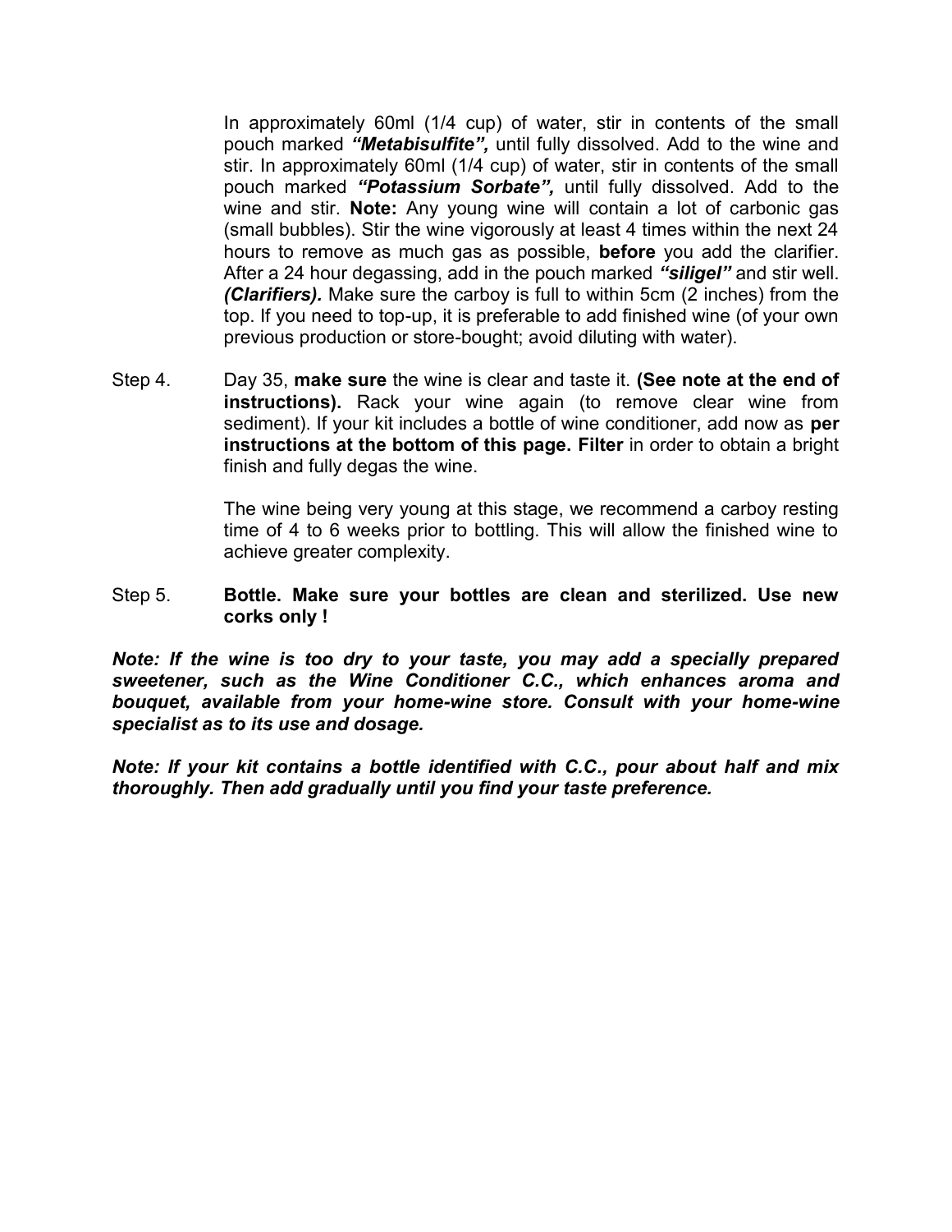In approximately 60ml (1/4 cup) of water, stir in contents of the small pouch marked ***"Metabisulfite",*** until fully dissolved. Add to the wine and stir. In approximately 60ml (1/4 cup) of water, stir in contents of the small pouch marked ***"Potassium Sorbate",*** until fully dissolved. Add to the wine and stir. **Note:** Any young wine will contain a lot of carbonic gas (small bubbles). Stir the wine vigorously at least 4 times within the next 24 hours to remove as much gas as possible, **before** you add the clarifier. After a 24 hour degassing, add in the pouch marked ***"siligel"*** and stir well. ***(Clarifiers).*** Make sure the carboy is full to within 5cm (2 inches) from the top. If you need to top-up, it is preferable to add finished wine (of your own previous production or store-bought; avoid diluting with water).

Step 4. Day 35, **make sure** the wine is clear and taste it. **(See note at the end of instructions).** Rack your wine again (to remove clear wine from sediment). If your kit includes a bottle of wine conditioner, add now as **per instructions at the bottom of this page. Filter** in order to obtain a bright finish and fully degas the wine.

The wine being very young at this stage, we recommend a carboy resting time of 4 to 6 weeks prior to bottling. This will allow the finished wine to achieve greater complexity.

Step 5. **Bottle. Make sure your bottles are clean and sterilized. Use new corks only !**

***Note: If the wine is too dry to your taste, you may add a specially prepared sweetener, such as the Wine Conditioner C.C., which enhances aroma and bouquet, available from your home-wine store. Consult with your home-wine specialist as to its use and dosage.***

***Note: If your kit contains a bottle identified with C.C., pour about half and mix thoroughly. Then add gradually until you find your taste preference.***